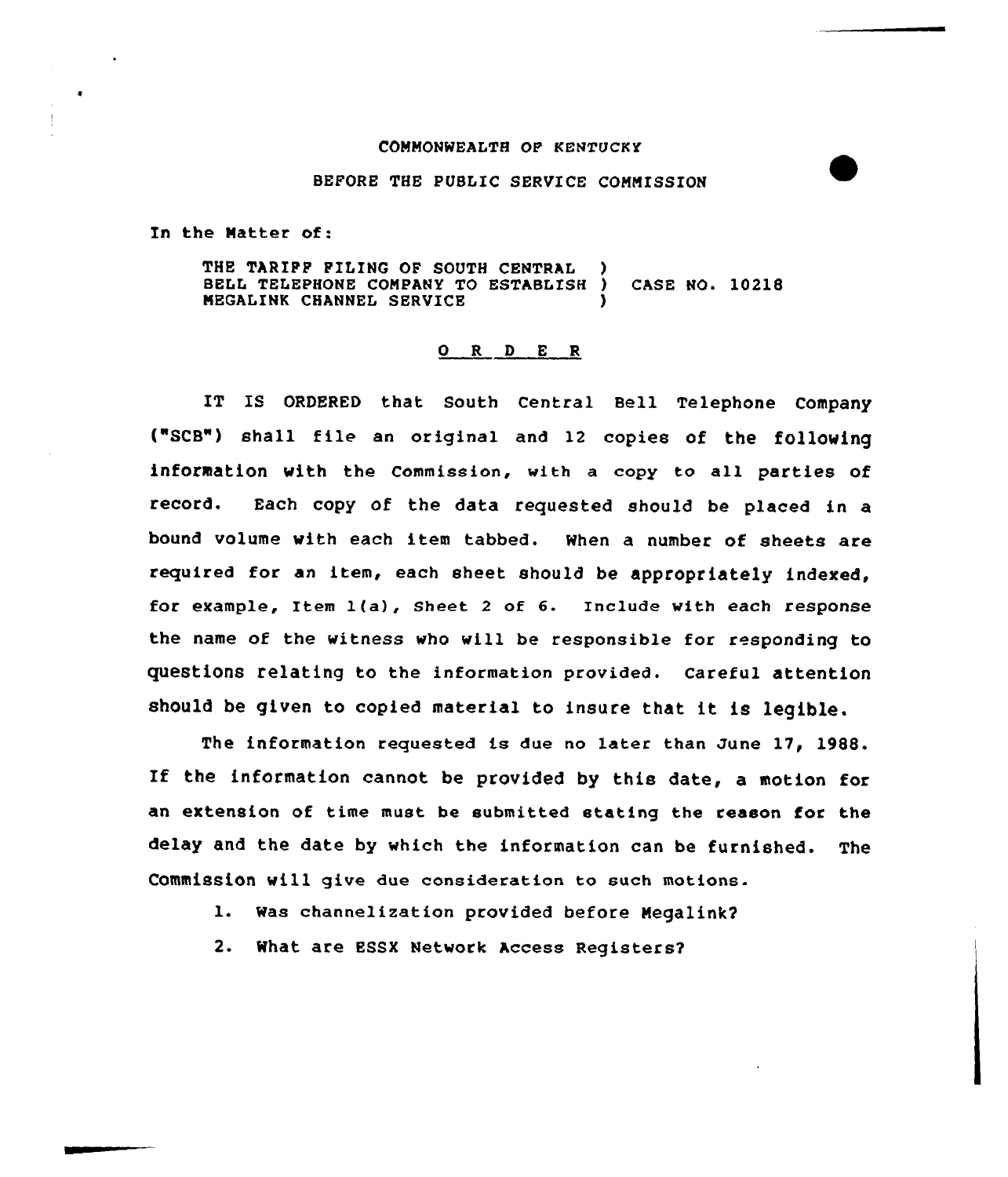COMMONWEALTH OF KENTUCKY

BEFORE THE PUBLIC SERVICE COMMISSION

In the Matter of:

THE TARIFF FILING OF SOUTH CENTRAL BELL TELEPHONE COMPANY TO ESTABLISH MEGALINK CHANNEL SERVICE ) CASE NO. 10218

## O R D E R

IT IS ORDERED that South Central Bell Telephone Company ("SCB") shall file an original and 12 copies of the following information with the Commission, with a copy to all parties of record. Each copy of the data requested should be placed in a bound volume with each item tabbed. When a number of sheets are required for an item, each sheet should be appropriately indexed, for example, Item 1(a), Sheet 2 of 6. Include with each response the name of the witness who will be responsible for responding to questions relating to the information provided. Careful attention should be given to copied material to insure that it is legible.

The information requested is due no later than June 17, 1988. If the information cannot be provided by this date, a motion for an extension of time must be submitted stating the reason for the delay and the date by which the information can be furnished. The Commission will give due consideration to such motions.

1. Was channelization provided before Megalink?
2. What are ESSX Network Access Registers?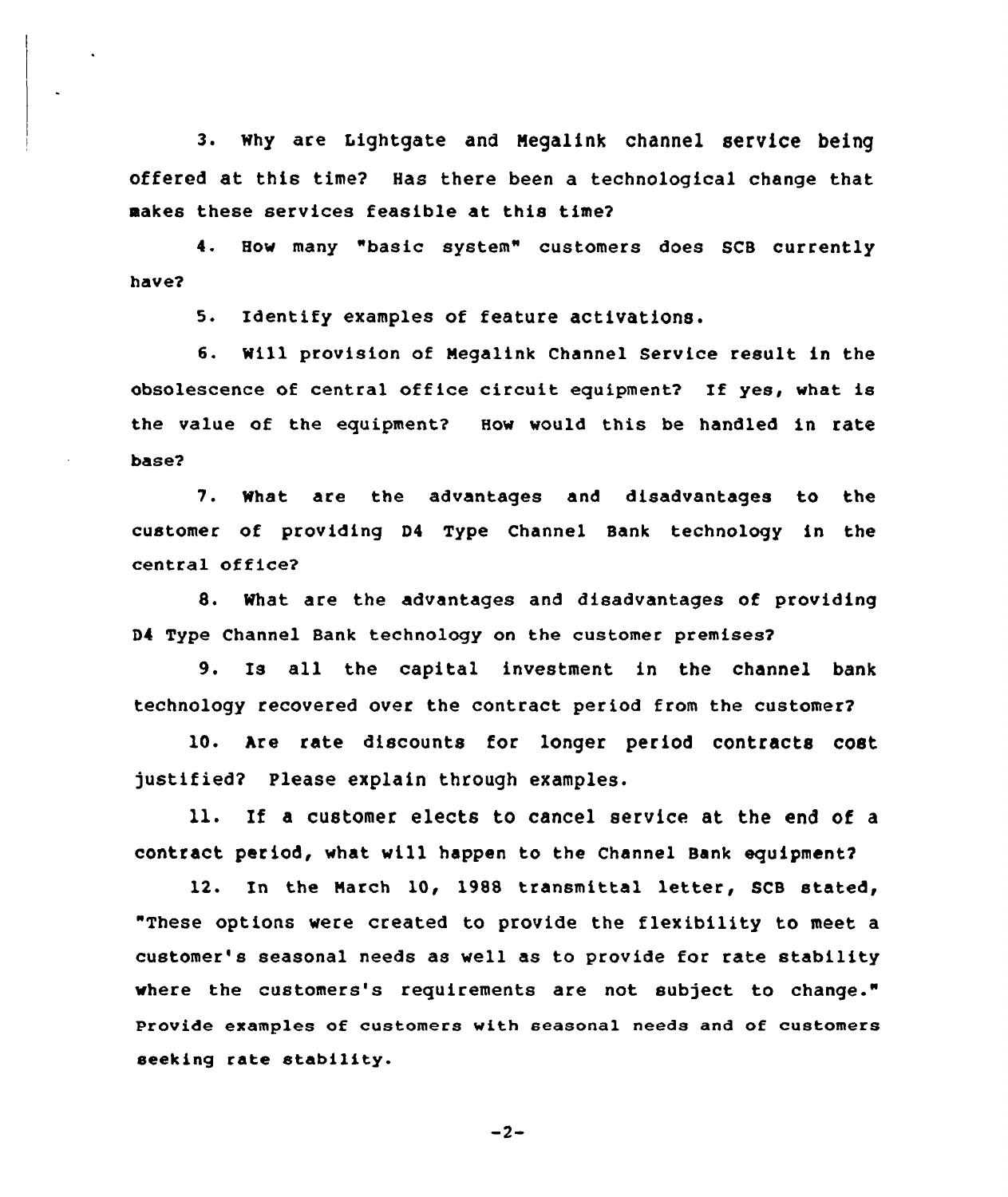3. Why are Lightgate and Megalink channel service being offered at this time? Has there been a technological change that makes these services feasible at this time?

4. How many "basic system" customers does SCB currently have?

5. Identify examples of feature activations.

6. Will provision of Megalink Channel Service result in the obsolescence of central office circuit equipment? If yes, what is the value of the equipment? How would this be handled in rate base?

7. What are the advantages and disadvantages to the customer of providing D4 Type Channel Bank technology in the central office?

8. What are the advantages and disadvantages of providing D4 Type Channel Bank technology on the customer premises?

9. Is all the capital investment in the channel bank technology recovered over the contract period from the customer?

10. Are rate discounts for longer period contracts cost justified? Please explain through examples.

11. If a customer elects to cancel service at the end of a contract period, what will happen to the Channel Bank equipment?

12. In the March 10, 1988 transmittal letter, SCB stated, "These options were created to provide the flexibility to meet a customer's seasonal needs as well as to provide for rate stability where the customers's requirements are not subject to change." Provide examples of customers with seasonal needs and of customers seeking rate stability.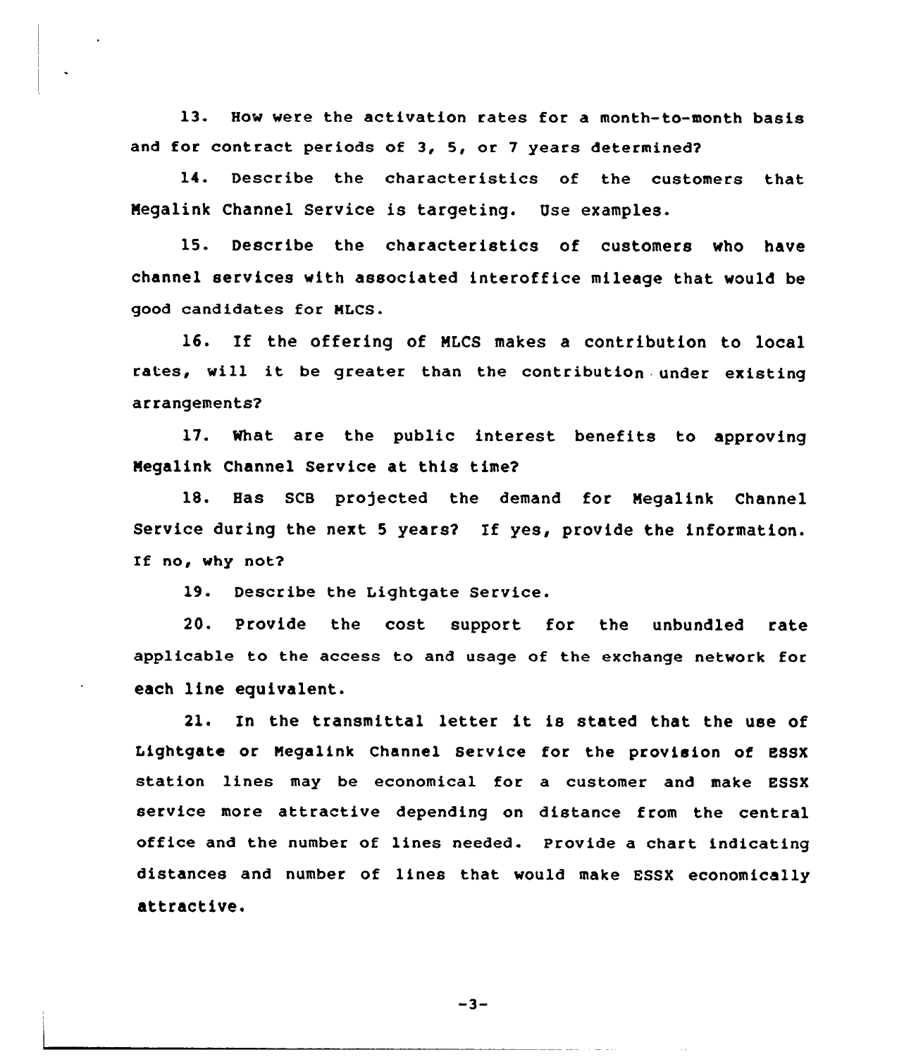13. How were the activation rates for a month-to-month basis and for contract periods of 3, 5, or 7 years determined?

14. Describe the characteristics of the customers that Megalink Channel Service is targeting. Use examples.

15. Describe the characteristics of customers who have channel services with associated interoffice mileage that would be good candidates for MLCS.

16. If the offering of MLCS makes a contribution to local rates, will it be greater than the contribution under existing arrangements?

17. What are the public interest benefits to approving Megalink Channel Service at this time?

18. Has SCB projected the demand for Megalink Channel Service during the next 5 years? If yes, provide the information. If no, why not?

19. Describe the Lightgate Service.

20. Provide the cost support for the unbundled rate applicable to the access to and usage of the exchange network for each line equivalent.

21. In the transmittal letter it is stated that the use of Lightgate or Megalink Channel Service for the provision of ESSX station lines may be economical for a customer and make ESSX service more attractive depending on distance from the central office and the number of lines needed. Provide a chart indicating distances and number of lines that would make ESSX economically attractive.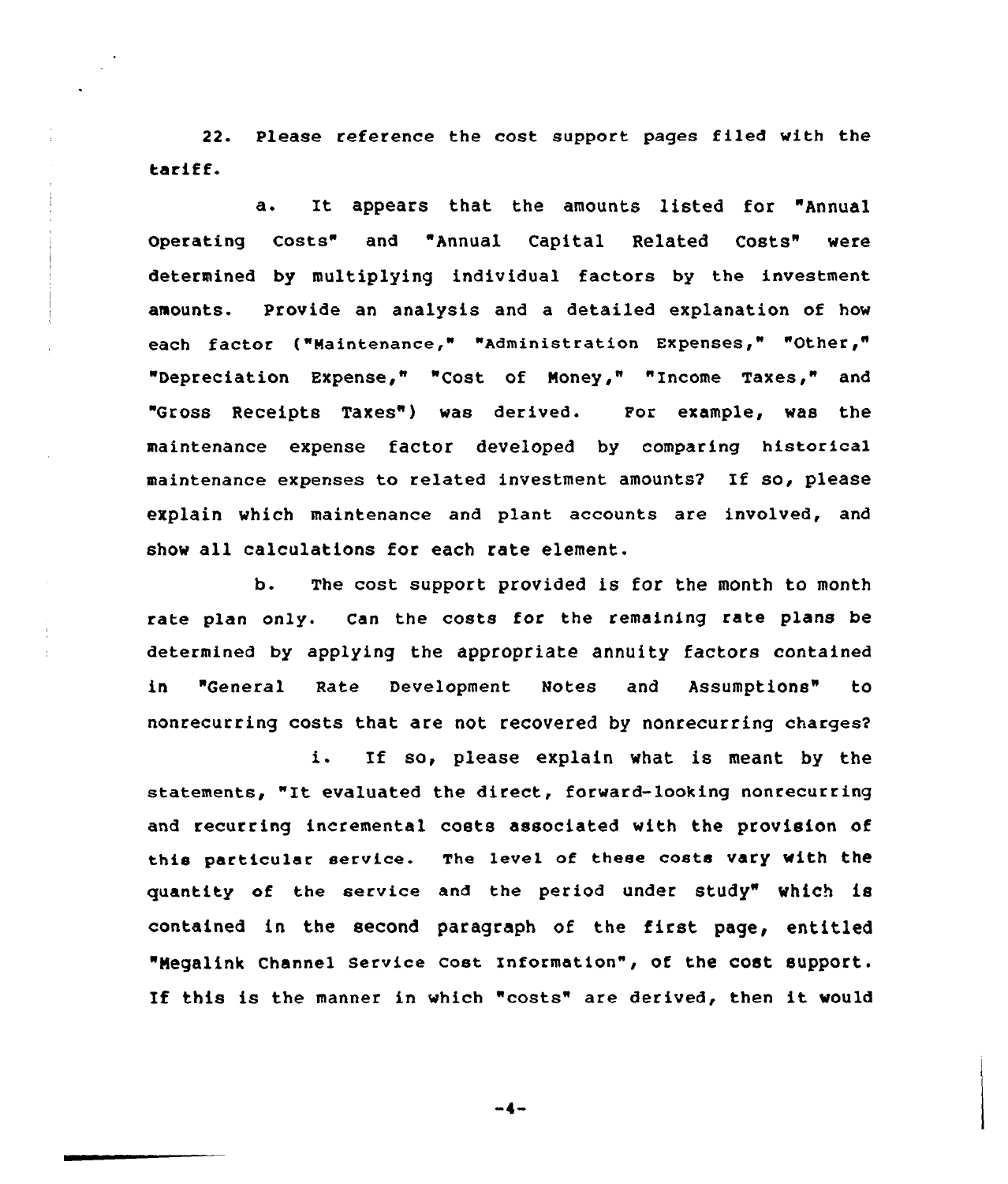22. Please reference the cost support pages filed with the tariff.

a. It appears that the amounts listed for "Annual Operating Costs" and "Annual Capital Related Costs" were determined by multiplying individual factors by the investment amounts. Provide an analysis and a detailed explanation of how each factor ("Maintenance," "Administration Expenses," "Other," "Depreciation Expense," "Cost of Money," "Income Taxes," and "Gross Receipts Taxes") was derived. For example, was the maintenance expense factor developed by comparing historical maintenance expenses to related investment amounts? If so, please explain which maintenance and plant accounts are involved, and show all calculations for each rate element.

b. The cost support provided is for the month to month rate plan only. Can the costs for the remaining rate plans be determined by applying the appropriate annuity factors contained in "General Rate Development Notes and Assumptions" to nonrecurring costs that are not recovered by nonrecurring charges?

i. If so, please explain what is meant by the statements, "It evaluated the direct, forward-looking nonrecurring and recurring incremental costs associated with the provision of this particular service. The level of these costs vary with the quantity of the service and the period under study" which is contained in the second paragraph of the first page, entitled "Megalink Channel Service Cost Information", of the cost support. If this is the manner in which "costs" are derived, then it would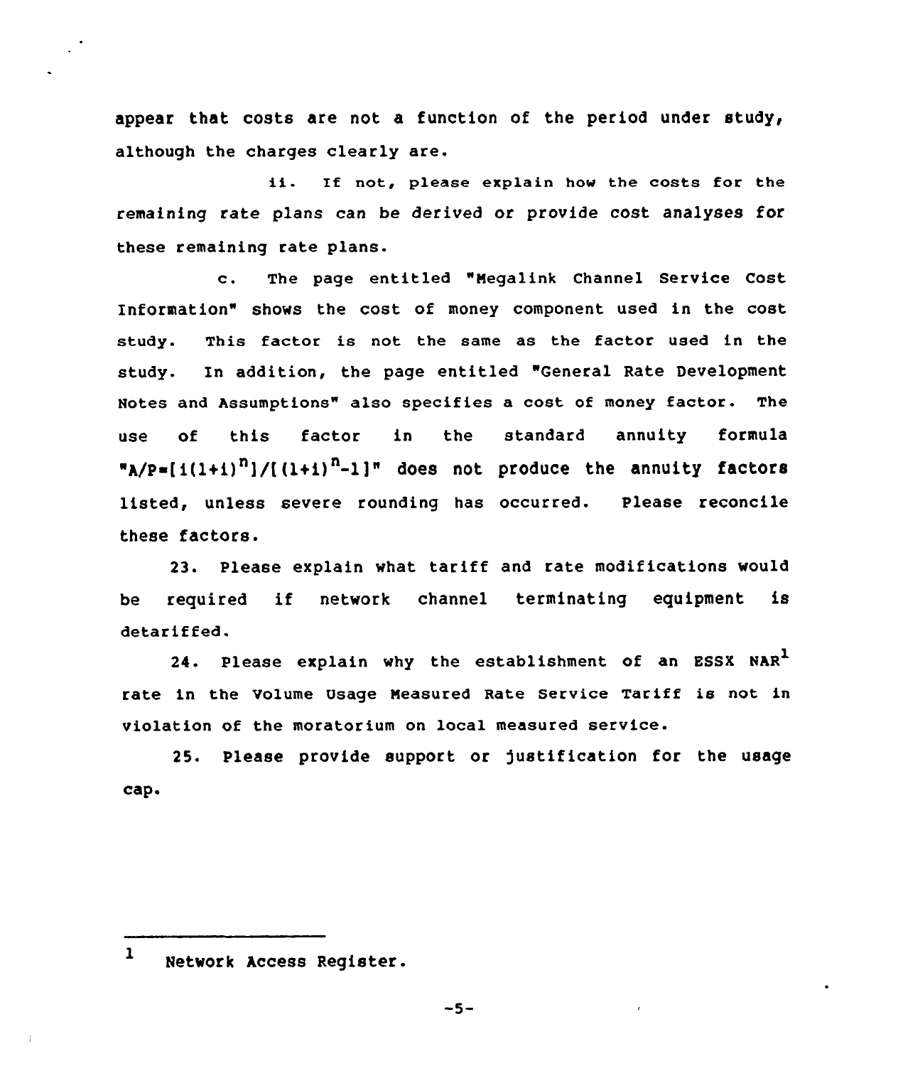appear that costs are not a function of the period under study, although the charges clearly are.

ii. If not, please explain how the costs for the remaining rate plans can be derived or provide cost analyses for these remaining rate plans.

c. The page entitled "Megalink Channel Service Cost Information" shows the cost of money component used in the cost study. This factor is not the same as the factor used in the study. In addition, the page entitled "General Rate Development Notes and Assumptions" also specifies a cost of money factor. The use of this factor in the standard annuity formula "$A/P=[i(1+i)^n]/[(1+i)^n-1]$" does not produce the annuity factors listed, unless severe rounding has occurred. Please reconcile these factors.

23. Please explain what tariff and rate modifications would be required if network channel terminating equipment is detariffed.

24. Please explain why the establishment of an ESSX NAR[1] rate in the Volume Usage Measured Rate Service Tariff is not in violation of the moratorium on local measured service.

25. Please provide support or justification for the usage cap.

---

[1] Network Access Register.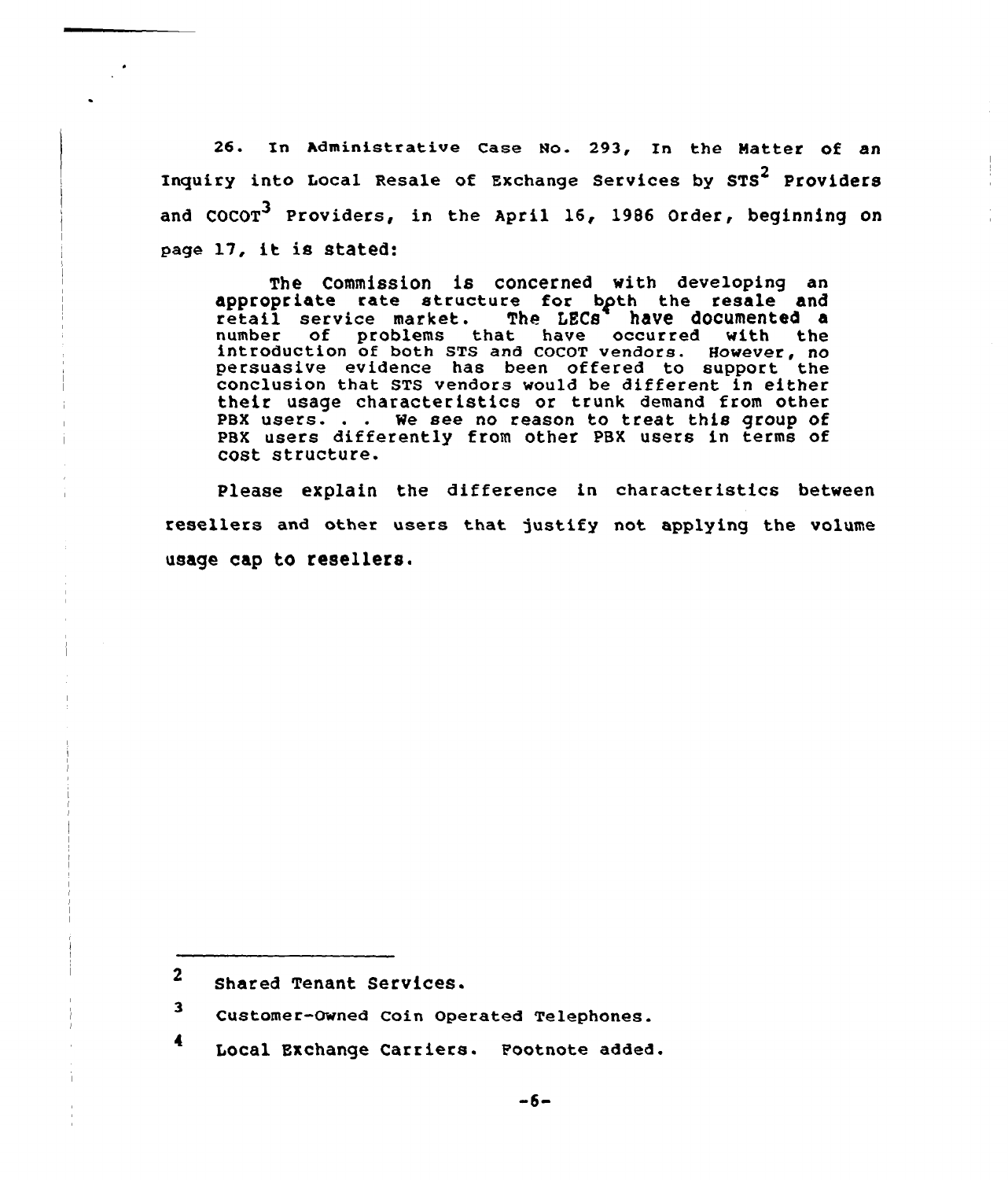26. In Administrative Case No. 293, In the Matter of an Inquiry into Local Resale of Exchange Services by STS[2] Providers and COCOT[3] Providers, in the April 16, 1986 Order, beginning on page 17, it is stated:

> The Commission is concerned with developing an appropriate rate structure for both the resale and retail service market. The LECs[4] have documented a number of problems that have occurred with the introduction of both STS and COCOT vendors. However, no persuasive evidence has been offered to support the conclusion that STS vendors would be different in either their usage characteristics or trunk demand from other PBX users. . . We see no reason to treat this group of PBX users differently from other PBX users in terms of cost structure.

Please explain the difference in characteristics between resellers and other users that justify not applying the volume usage cap to resellers.

---

[2] Shared Tenant Services.

[3] Customer-Owned Coin Operated Telephones.

[4] Local Exchange Carriers. Footnote added.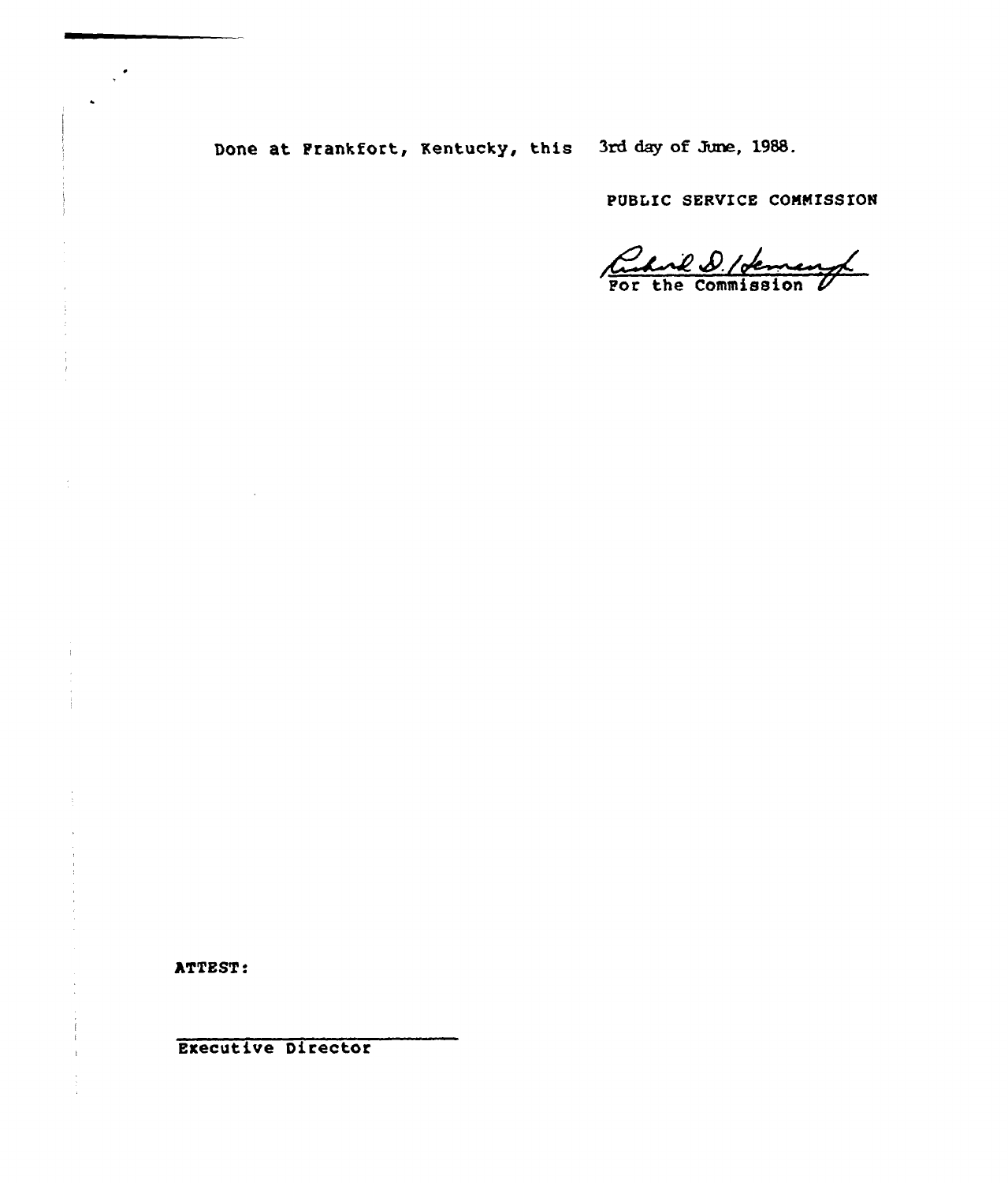Done at Frankfort, Kentucky, this 3rd day of June, 1988.

PUBLIC SERVICE COMMISSION

For the Commission

ATTEST:

Executive Director